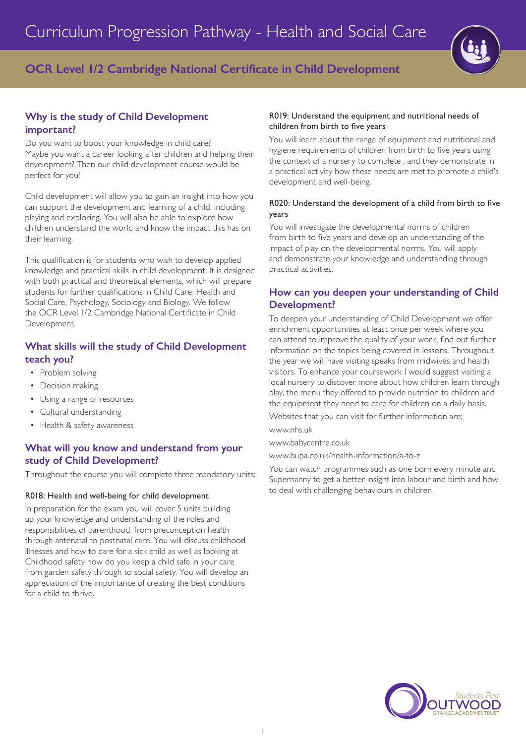# Curriculum Progression Pathway - Health and Social Care

## OCR Level 1/2 Cambridge National Certificate in Child Development

### Why is the study of Child Development important?

Do you want to boost your knowledge in child care? Maybe you want a career looking after children and helping their development? Then our child development course would be perfect for you!

Child development will allow you to gain an insight into how you can support the development and learning of a child, including playing and exploring. You will also be able to explore how children understand the world and know the impact this has on their learning.

This qualification is for students who wish to develop applied knowledge and practical skills in child development. It is designed with both practical and theoretical elements, which will prepare students for further qualifications in Child Care, Health and Social Care, Psychology, Sociology and Biology. We follow the OCR Level 1/2 Cambridge National Certificate in Child Development.

### What skills will the study of Child Development teach you?

- Problem solving
- Decision making
- Using a range of resources
- Cultural understanding
- Health & safety awareness

### What will you know and understand from your study of Child Development?

Throughout the course you will complete three mandatory units:

#### R018: Health and well-being for child development

In preparation for the exam you will cover 5 units building up your knowledge and understanding of the roles and responsibilities of parenthood, from preconception health through antenatal to postnatal care. You will discuss childhood illnesses and how to care for a sick child as well as looking at Childhood safety how do you keep a child safe in your care from garden safety through to social safety. You will develop an appreciation of the importance of creating the best conditions for a child to thrive.

#### R019: Understand the equipment and nutritional needs of children from birth to five years

You will learn about the range of equipment and nutritional and hygiene requirements of children from birth to five years using the context of a nursery to complete , and they demonstrate in a practical activity how these needs are met to promote a child's development and well-being.

#### R020: Understand the development of a child from birth to five years

You will investigate the developmental norms of children from birth to five years and develop an understanding of the impact of play on the developmental norms. You will apply and demonstrate your knowledge and understanding through practical activities.

### How can you deepen your understanding of Child Development?

To deepen your understanding of Child Development we offer enrichment opportunities at least once per week where you can attend to improve the quality of your work, find out further information on the topics being covered in lessons. Throughout the year we will have visiting speaks from midwives and health visitors. To enhance your coursework I would suggest visiting a local nursery to discover more about how children learn through play, the menu they offered to provide nutrition to children and the equipment they need to care for children on a daily basis.

Websites that you can visit for further information are;

www.nhs.uk

www.babycentre.co.uk

www.bupa.co.uk/health-information/a-to-z

You can watch programmes such as one born every minute and Supernanny to get a better insight into labour and birth and how to deal with challenging behaviours in children.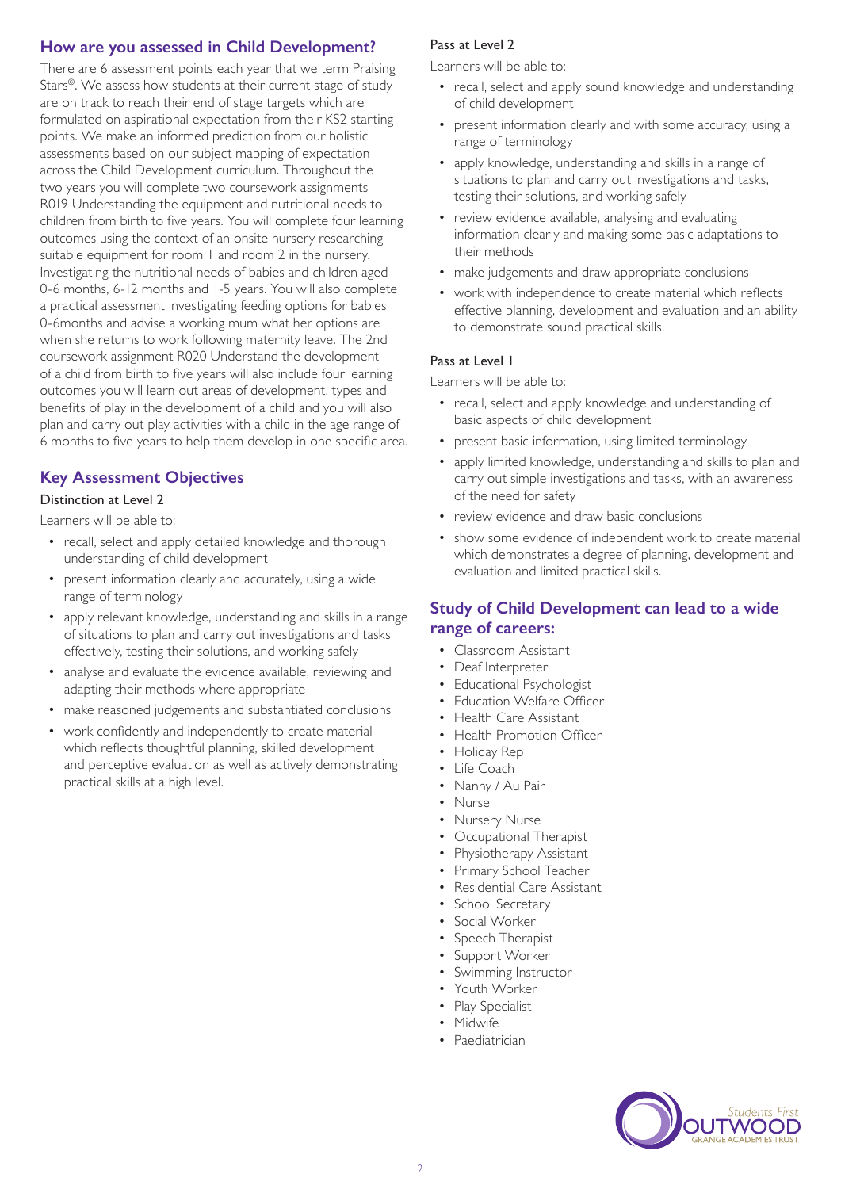## How are you assessed in Child Development?

There are 6 assessment points each year that we term Praising Stars©. We assess how students at their current stage of study are on track to reach their end of stage targets which are formulated on aspirational expectation from their KS2 starting points. We make an informed prediction from our holistic assessments based on our subject mapping of expectation across the Child Development curriculum. Throughout the two years you will complete two coursework assignments R019 Understanding the equipment and nutritional needs to children from birth to five years. You will complete four learning outcomes using the context of an onsite nursery researching suitable equipment for room 1 and room 2 in the nursery. Investigating the nutritional needs of babies and children aged 0-6 months, 6-12 months and 1-5 years. You will also complete a practical assessment investigating feeding options for babies 0-6months and advise a working mum what her options are when she returns to work following maternity leave. The 2nd coursework assignment R020 Understand the development of a child from birth to five years will also include four learning outcomes you will learn out areas of development, types and benefits of play in the development of a child and you will also plan and carry out play activities with a child in the age range of 6 months to five years to help them develop in one specific area.

## Key Assessment Objectives

### Distinction at Level 2

Learners will be able to:

- recall, select and apply detailed knowledge and thorough understanding of child development
- present information clearly and accurately, using a wide range of terminology
- apply relevant knowledge, understanding and skills in a range of situations to plan and carry out investigations and tasks effectively, testing their solutions, and working safely
- analyse and evaluate the evidence available, reviewing and adapting their methods where appropriate
- make reasoned judgements and substantiated conclusions
- work confidently and independently to create material which reflects thoughtful planning, skilled development and perceptive evaluation as well as actively demonstrating practical skills at a high level.

### Pass at Level 2

Learners will be able to:

- recall, select and apply sound knowledge and understanding of child development
- present information clearly and with some accuracy, using a range of terminology
- apply knowledge, understanding and skills in a range of situations to plan and carry out investigations and tasks, testing their solutions, and working safely
- review evidence available, analysing and evaluating information clearly and making some basic adaptations to their methods
- make judgements and draw appropriate conclusions
- work with independence to create material which reflects effective planning, development and evaluation and an ability to demonstrate sound practical skills.

### Pass at Level 1

Learners will be able to:

- recall, select and apply knowledge and understanding of basic aspects of child development
- present basic information, using limited terminology
- apply limited knowledge, understanding and skills to plan and carry out simple investigations and tasks, with an awareness of the need for safety
- review evidence and draw basic conclusions
- show some evidence of independent work to create material which demonstrates a degree of planning, development and evaluation and limited practical skills.

## Study of Child Development can lead to a wide range of careers:

- Classroom Assistant
- Deaf Interpreter
- Educational Psychologist
- Education Welfare Officer
- Health Care Assistant
- Health Promotion Officer
- Holiday Rep
- Life Coach
- Nanny / Au Pair
- Nurse
- Nursery Nurse
- Occupational Therapist
- Physiotherapy Assistant
- Primary School Teacher
- Residential Care Assistant
- School Secretary
- Social Worker
- Speech Therapist
- Support Worker
- Swimming Instructor
- Youth Worker
- Play Specialist
- Midwife
- Paediatrician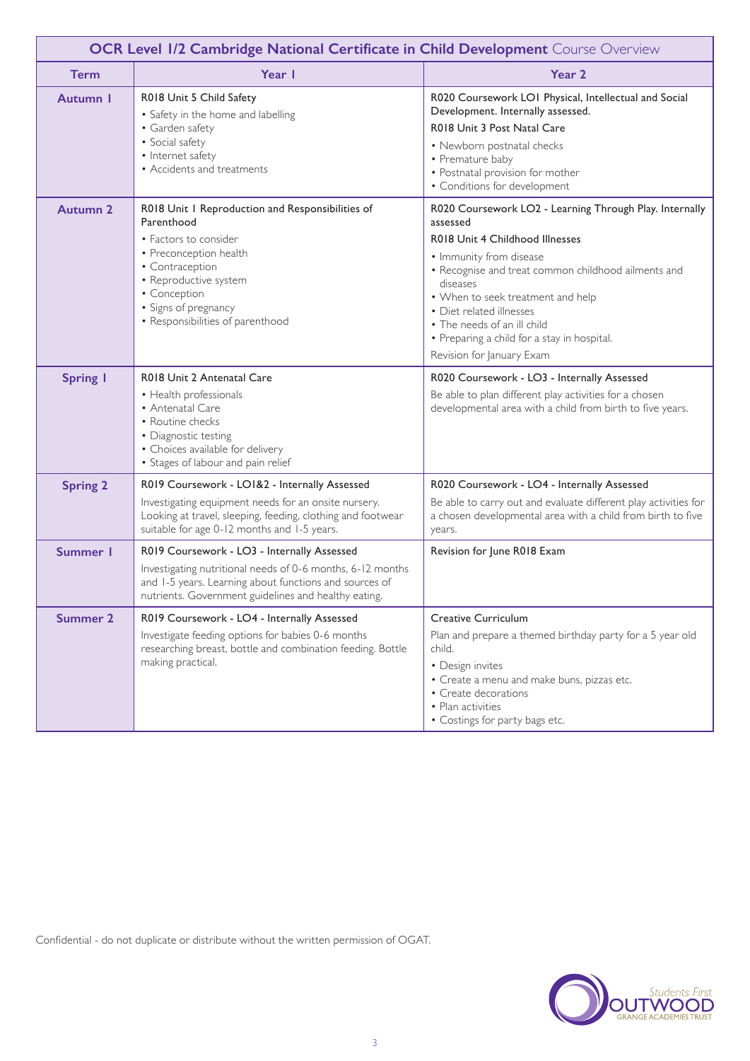| **OCR Level 1/2 Cambridge National Certificate in Child Development** Course Overview | | |
|---|---|---|
| **Term** | **Year 1** | **Year 2** |
| **Autumn 1** | R018 Unit 5 Child Safety<br>• Safety in the home and labelling<br>• Garden safety<br>• Social safety<br>• Internet safety<br>• Accidents and treatments | R020 Coursework LO1 Physical, Intellectual and Social Development. Internally assessed.<br>R018 Unit 3 Post Natal Care<br>• Newborn postnatal checks<br>• Premature baby<br>• Postnatal provision for mother<br>• Conditions for development |
| **Autumn 2** | R018 Unit 1 Reproduction and Responsibilities of Parenthood<br>• Factors to consider<br>• Preconception health<br>• Contraception<br>• Reproductive system<br>• Conception<br>• Signs of pregnancy<br>• Responsibilities of parenthood | R020 Coursework LO2 - Learning Through Play. Internally assessed<br>R018 Unit 4 Childhood Illnesses<br>• Immunity from disease<br>• Recognise and treat common childhood ailments and diseases<br>• When to seek treatment and help<br>• Diet related illnesses<br>• The needs of an ill child<br>• Preparing a child for a stay in hospital.<br>Revision for January Exam |
| **Spring 1** | R018 Unit 2 Antenatal Care<br>• Health professionals<br>• Antenatal Care<br>• Routine checks<br>• Diagnostic testing<br>• Choices available for delivery<br>• Stages of labour and pain relief | R020 Coursework - LO3 - Internally Assessed<br>Be able to plan different play activities for a chosen developmental area with a child from birth to five years. |
| **Spring 2** | R019 Coursework - LO1&2 - Internally Assessed<br>Investigating equipment needs for an onsite nursery. Looking at travel, sleeping, feeding, clothing and footwear suitable for age 0-12 months and 1-5 years. | R020 Coursework - LO4 - Internally Assessed<br>Be able to carry out and evaluate different play activities for a chosen developmental area with a child from birth to five years. |
| **Summer 1** | R019 Coursework - LO3 - Internally Assessed<br>Investigating nutritional needs of 0-6 months, 6-12 months and 1-5 years. Learning about functions and sources of nutrients. Government guidelines and healthy eating. | Revision for June R018 Exam |
| **Summer 2** | R019 Coursework - LO4 - Internally Assessed<br>Investigate feeding options for babies 0-6 months researching breast, bottle and combination feeding. Bottle making practical. | Creative Curriculum<br>Plan and prepare a themed birthday party for a 5 year old child.<br>• Design invites<br>• Create a menu and make buns, pizzas etc.<br>• Create decorations<br>• Plan activities<br>• Costings for party bags etc. |

Confidential - do not duplicate or distribute without the written permission of OGAT.